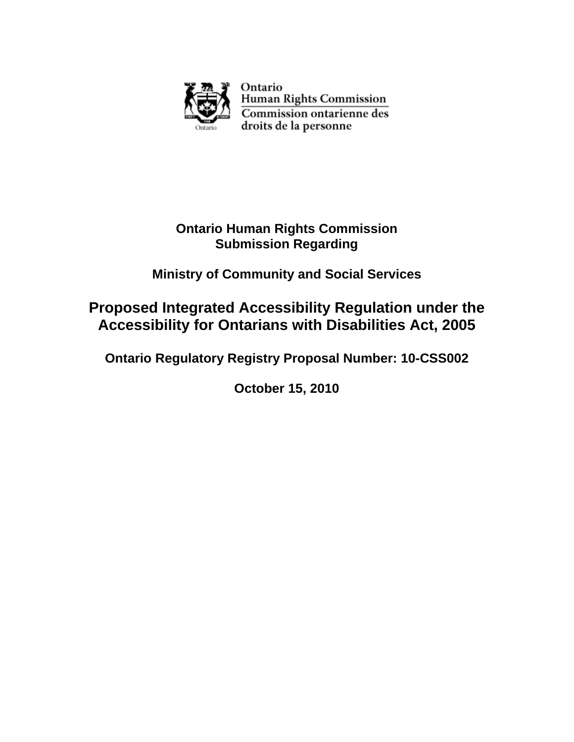Ontario
Human Rights Commission
Commission ontarienne des droits de la personne

**Ontario Human Rights Commission**
**Submission Regarding**

**Ministry of Community and Social Services**

# Proposed Integrated Accessibility Regulation under the Accessibility for Ontarians with Disabilities Act, 2005

**Ontario Regulatory Registry Proposal Number: 10-CSS002**

**October 15, 2010**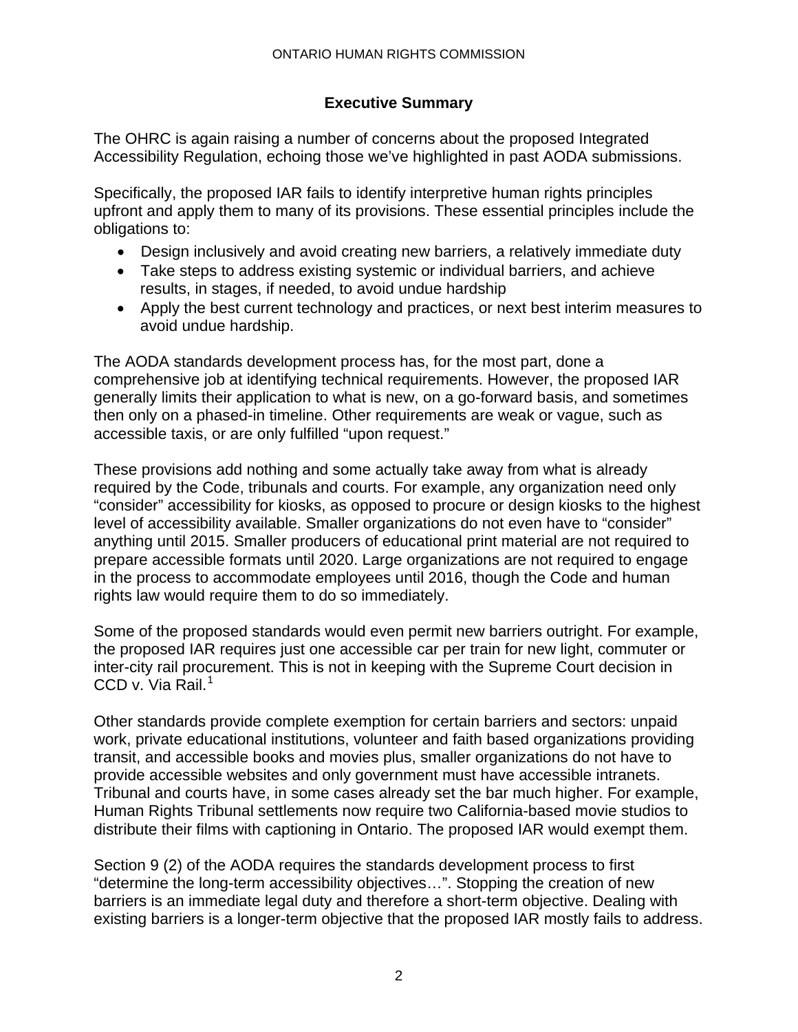## Executive Summary

The OHRC is again raising a number of concerns about the proposed Integrated Accessibility Regulation, echoing those we've highlighted in past AODA submissions.

Specifically, the proposed IAR fails to identify interpretive human rights principles upfront and apply them to many of its provisions. These essential principles include the obligations to:

- Design inclusively and avoid creating new barriers, a relatively immediate duty
- Take steps to address existing systemic or individual barriers, and achieve results, in stages, if needed, to avoid undue hardship
- Apply the best current technology and practices, or next best interim measures to avoid undue hardship.

The AODA standards development process has, for the most part, done a comprehensive job at identifying technical requirements. However, the proposed IAR generally limits their application to what is new, on a go-forward basis, and sometimes then only on a phased-in timeline. Other requirements are weak or vague, such as accessible taxis, or are only fulfilled "upon request."

These provisions add nothing and some actually take away from what is already required by the Code, tribunals and courts. For example, any organization need only "consider" accessibility for kiosks, as opposed to procure or design kiosks to the highest level of accessibility available. Smaller organizations do not even have to "consider" anything until 2015. Smaller producers of educational print material are not required to prepare accessible formats until 2020. Large organizations are not required to engage in the process to accommodate employees until 2016, though the Code and human rights law would require them to do so immediately.

Some of the proposed standards would even permit new barriers outright. For example, the proposed IAR requires just one accessible car per train for new light, commuter or inter-city rail procurement. This is not in keeping with the Supreme Court decision in CCD v. Via Rail.[1]

Other standards provide complete exemption for certain barriers and sectors: unpaid work, private educational institutions, volunteer and faith based organizations providing transit, and accessible books and movies plus, smaller organizations do not have to provide accessible websites and only government must have accessible intranets. Tribunal and courts have, in some cases already set the bar much higher. For example, Human Rights Tribunal settlements now require two California-based movie studios to distribute their films with captioning in Ontario. The proposed IAR would exempt them.

Section 9 (2) of the AODA requires the standards development process to first "determine the long-term accessibility objectives…". Stopping the creation of new barriers is an immediate legal duty and therefore a short-term objective. Dealing with existing barriers is a longer-term objective that the proposed IAR mostly fails to address.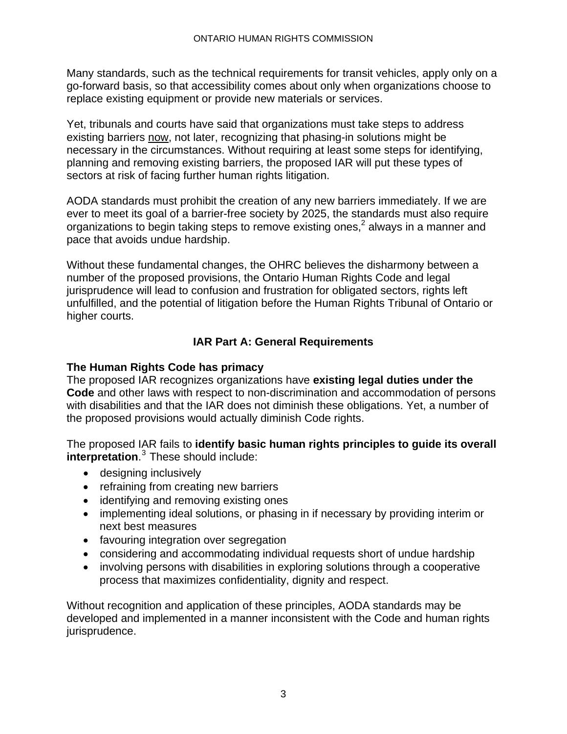Many standards, such as the technical requirements for transit vehicles, apply only on a go-forward basis, so that accessibility comes about only when organizations choose to replace existing equipment or provide new materials or services.

Yet, tribunals and courts have said that organizations must take steps to address existing barriers <u>now</u>, not later, recognizing that phasing-in solutions might be necessary in the circumstances. Without requiring at least some steps for identifying, planning and removing existing barriers, the proposed IAR will put these types of sectors at risk of facing further human rights litigation.

AODA standards must prohibit the creation of any new barriers immediately. If we are ever to meet its goal of a barrier-free society by 2025, the standards must also require organizations to begin taking steps to remove existing ones,[2] always in a manner and pace that avoids undue hardship.

Without these fundamental changes, the OHRC believes the disharmony between a number of the proposed provisions, the Ontario Human Rights Code and legal jurisprudence will lead to confusion and frustration for obligated sectors, rights left unfulfilled, and the potential of litigation before the Human Rights Tribunal of Ontario or higher courts.

## IAR Part A: General Requirements

### The Human Rights Code has primacy

The proposed IAR recognizes organizations have **existing legal duties under the Code** and other laws with respect to non-discrimination and accommodation of persons with disabilities and that the IAR does not diminish these obligations. Yet, a number of the proposed provisions would actually diminish Code rights.

The proposed IAR fails to **identify basic human rights principles to guide its overall interpretation**.[3] These should include:

- designing inclusively
- refraining from creating new barriers
- identifying and removing existing ones
- implementing ideal solutions, or phasing in if necessary by providing interim or next best measures
- favouring integration over segregation
- considering and accommodating individual requests short of undue hardship
- involving persons with disabilities in exploring solutions through a cooperative process that maximizes confidentiality, dignity and respect.

Without recognition and application of these principles, AODA standards may be developed and implemented in a manner inconsistent with the Code and human rights jurisprudence.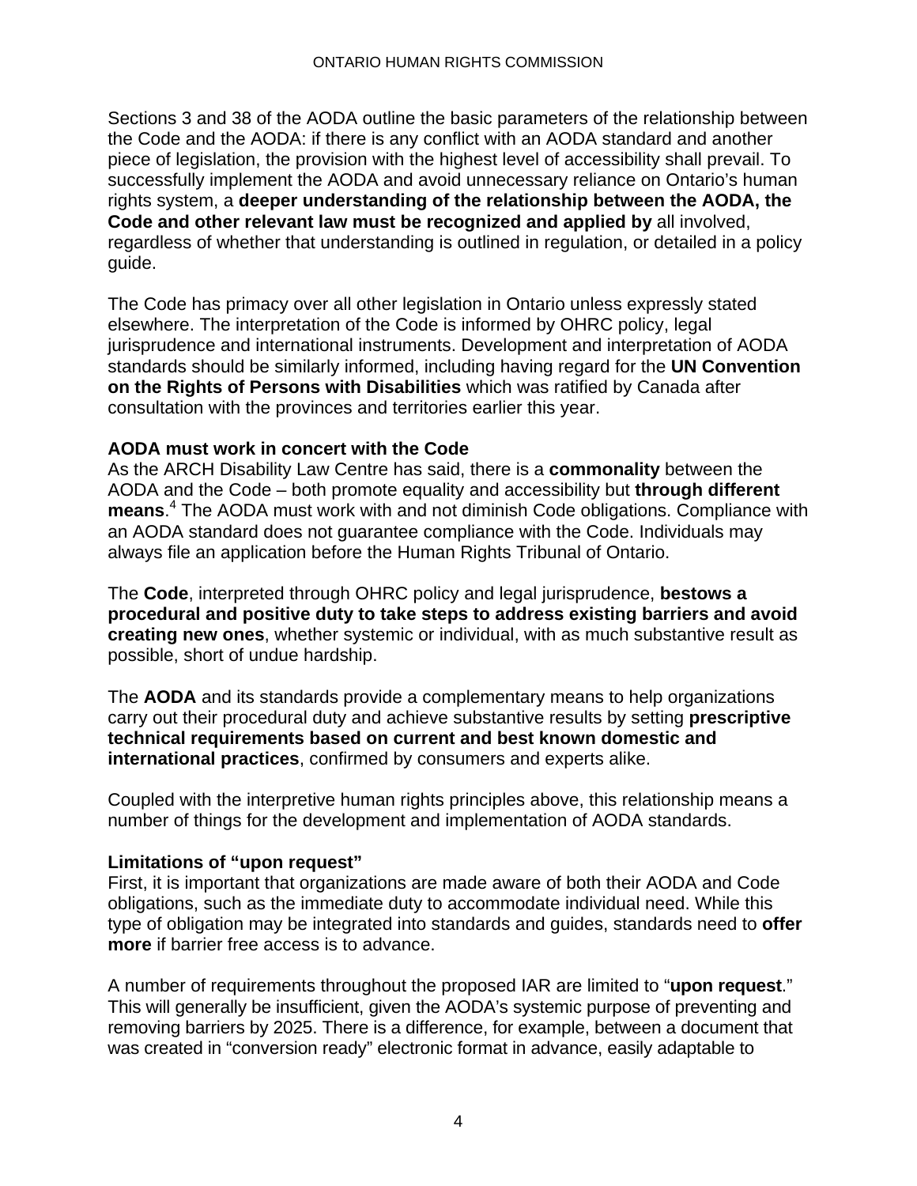Sections 3 and 38 of the AODA outline the basic parameters of the relationship between the Code and the AODA: if there is any conflict with an AODA standard and another piece of legislation, the provision with the highest level of accessibility shall prevail. To successfully implement the AODA and avoid unnecessary reliance on Ontario's human rights system, a **deeper understanding of the relationship between the AODA, the Code and other relevant law must be recognized and applied by** all involved, regardless of whether that understanding is outlined in regulation, or detailed in a policy guide.

The Code has primacy over all other legislation in Ontario unless expressly stated elsewhere. The interpretation of the Code is informed by OHRC policy, legal jurisprudence and international instruments. Development and interpretation of AODA standards should be similarly informed, including having regard for the **UN Convention on the Rights of Persons with Disabilities** which was ratified by Canada after consultation with the provinces and territories earlier this year.

**AODA must work in concert with the Code**

As the ARCH Disability Law Centre has said, there is a **commonality** between the AODA and the Code – both promote equality and accessibility but **through different means**.[4] The AODA must work with and not diminish Code obligations. Compliance with an AODA standard does not guarantee compliance with the Code. Individuals may always file an application before the Human Rights Tribunal of Ontario.

The **Code**, interpreted through OHRC policy and legal jurisprudence, **bestows a procedural and positive duty to take steps to address existing barriers and avoid creating new ones**, whether systemic or individual, with as much substantive result as possible, short of undue hardship.

The **AODA** and its standards provide a complementary means to help organizations carry out their procedural duty and achieve substantive results by setting **prescriptive technical requirements based on current and best known domestic and international practices**, confirmed by consumers and experts alike.

Coupled with the interpretive human rights principles above, this relationship means a number of things for the development and implementation of AODA standards.

**Limitations of "upon request"**

First, it is important that organizations are made aware of both their AODA and Code obligations, such as the immediate duty to accommodate individual need. While this type of obligation may be integrated into standards and guides, standards need to **offer more** if barrier free access is to advance.

A number of requirements throughout the proposed IAR are limited to "**upon request**." This will generally be insufficient, given the AODA's systemic purpose of preventing and removing barriers by 2025. There is a difference, for example, between a document that was created in "conversion ready" electronic format in advance, easily adaptable to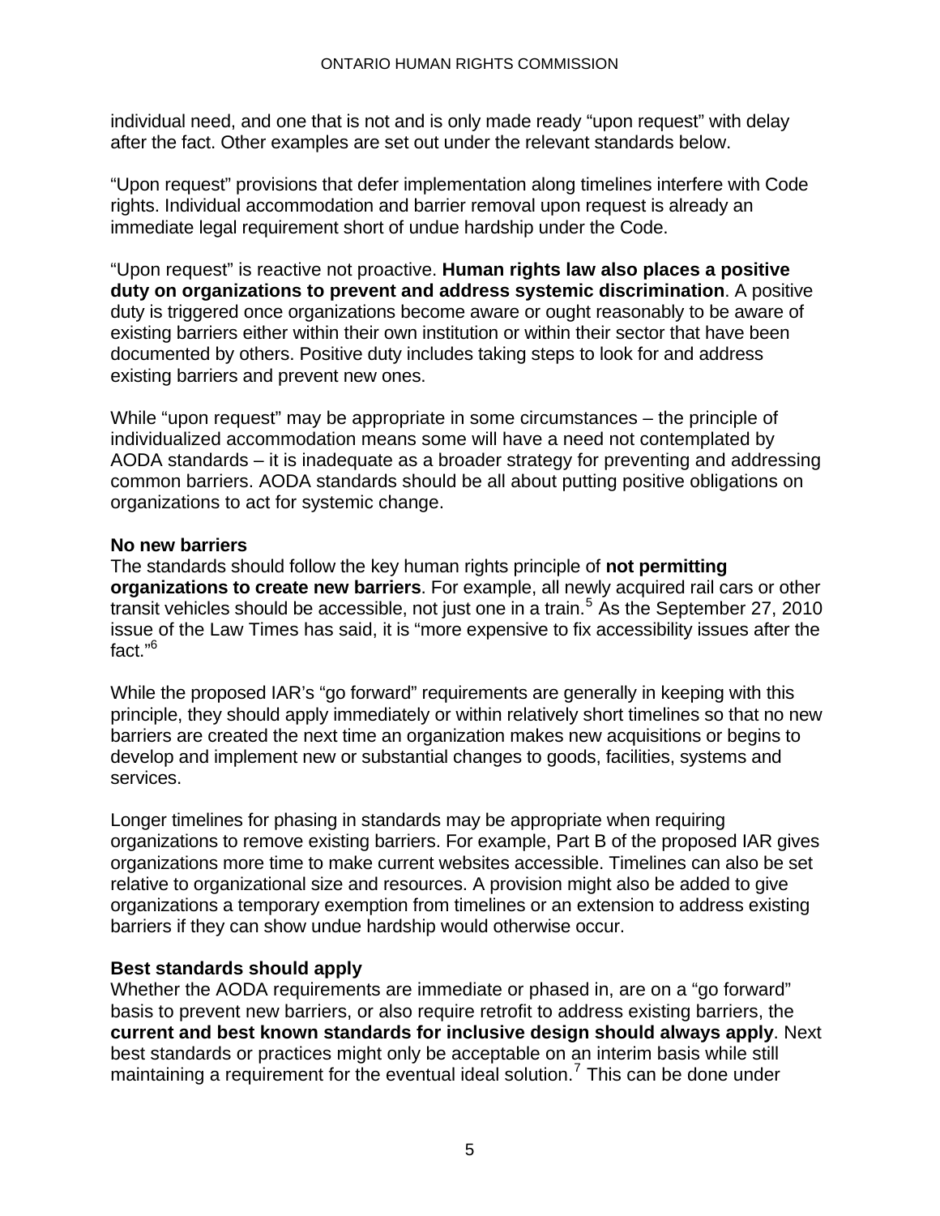individual need, and one that is not and is only made ready “upon request” with delay after the fact. Other examples are set out under the relevant standards below.

“Upon request” provisions that defer implementation along timelines interfere with Code rights. Individual accommodation and barrier removal upon request is already an immediate legal requirement short of undue hardship under the Code.

“Upon request” is reactive not proactive. **Human rights law also places a positive duty on organizations to prevent and address systemic discrimination**. A positive duty is triggered once organizations become aware or ought reasonably to be aware of existing barriers either within their own institution or within their sector that have been documented by others. Positive duty includes taking steps to look for and address existing barriers and prevent new ones.

While “upon request” may be appropriate in some circumstances – the principle of individualized accommodation means some will have a need not contemplated by AODA standards – it is inadequate as a broader strategy for preventing and addressing common barriers. AODA standards should be all about putting positive obligations on organizations to act for systemic change.

**No new barriers**

The standards should follow the key human rights principle of **not permitting organizations to create new barriers**. For example, all newly acquired rail cars or other transit vehicles should be accessible, not just one in a train.[5] As the September 27, 2010 issue of the Law Times has said, it is “more expensive to fix accessibility issues after the fact.”[6]

While the proposed IAR’s “go forward” requirements are generally in keeping with this principle, they should apply immediately or within relatively short timelines so that no new barriers are created the next time an organization makes new acquisitions or begins to develop and implement new or substantial changes to goods, facilities, systems and services.

Longer timelines for phasing in standards may be appropriate when requiring organizations to remove existing barriers. For example, Part B of the proposed IAR gives organizations more time to make current websites accessible. Timelines can also be set relative to organizational size and resources. A provision might also be added to give organizations a temporary exemption from timelines or an extension to address existing barriers if they can show undue hardship would otherwise occur.

**Best standards should apply**

Whether the AODA requirements are immediate or phased in, are on a “go forward” basis to prevent new barriers, or also require retrofit to address existing barriers, the **current and best known standards for inclusive design should always apply**. Next best standards or practices might only be acceptable on an interim basis while still maintaining a requirement for the eventual ideal solution.[7] This can be done under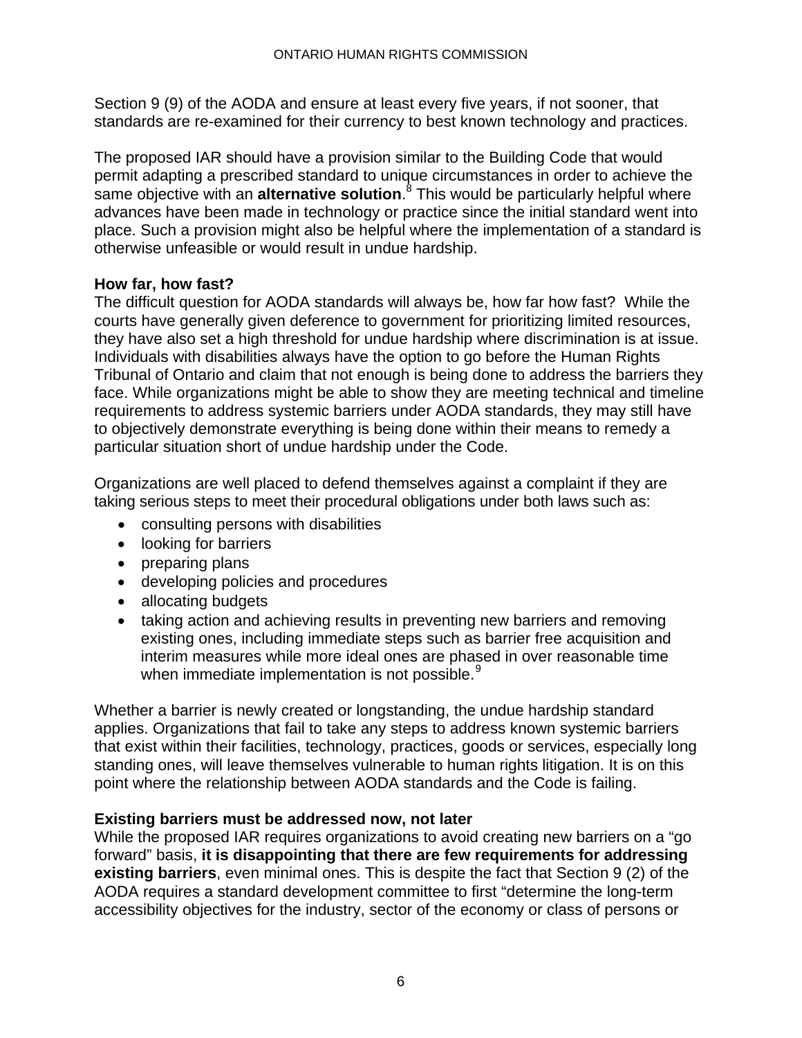Section 9 (9) of the AODA and ensure at least every five years, if not sooner, that standards are re-examined for their currency to best known technology and practices.

The proposed IAR should have a provision similar to the Building Code that would permit adapting a prescribed standard to unique circumstances in order to achieve the same objective with an **alternative solution**.[8] This would be particularly helpful where advances have been made in technology or practice since the initial standard went into place. Such a provision might also be helpful where the implementation of a standard is otherwise unfeasible or would result in undue hardship.

**How far, how fast?**

The difficult question for AODA standards will always be, how far how fast? While the courts have generally given deference to government for prioritizing limited resources, they have also set a high threshold for undue hardship where discrimination is at issue. Individuals with disabilities always have the option to go before the Human Rights Tribunal of Ontario and claim that not enough is being done to address the barriers they face. While organizations might be able to show they are meeting technical and timeline requirements to address systemic barriers under AODA standards, they may still have to objectively demonstrate everything is being done within their means to remedy a particular situation short of undue hardship under the Code.

Organizations are well placed to defend themselves against a complaint if they are taking serious steps to meet their procedural obligations under both laws such as:

- consulting persons with disabilities
- looking for barriers
- preparing plans
- developing policies and procedures
- allocating budgets
- taking action and achieving results in preventing new barriers and removing existing ones, including immediate steps such as barrier free acquisition and interim measures while more ideal ones are phased in over reasonable time when immediate implementation is not possible.[9]

Whether a barrier is newly created or longstanding, the undue hardship standard applies. Organizations that fail to take any steps to address known systemic barriers that exist within their facilities, technology, practices, goods or services, especially long standing ones, will leave themselves vulnerable to human rights litigation. It is on this point where the relationship between AODA standards and the Code is failing.

**Existing barriers must be addressed now, not later**

While the proposed IAR requires organizations to avoid creating new barriers on a "go forward" basis, **it is disappointing that there are few requirements for addressing existing barriers**, even minimal ones. This is despite the fact that Section 9 (2) of the AODA requires a standard development committee to first "determine the long-term accessibility objectives for the industry, sector of the economy or class of persons or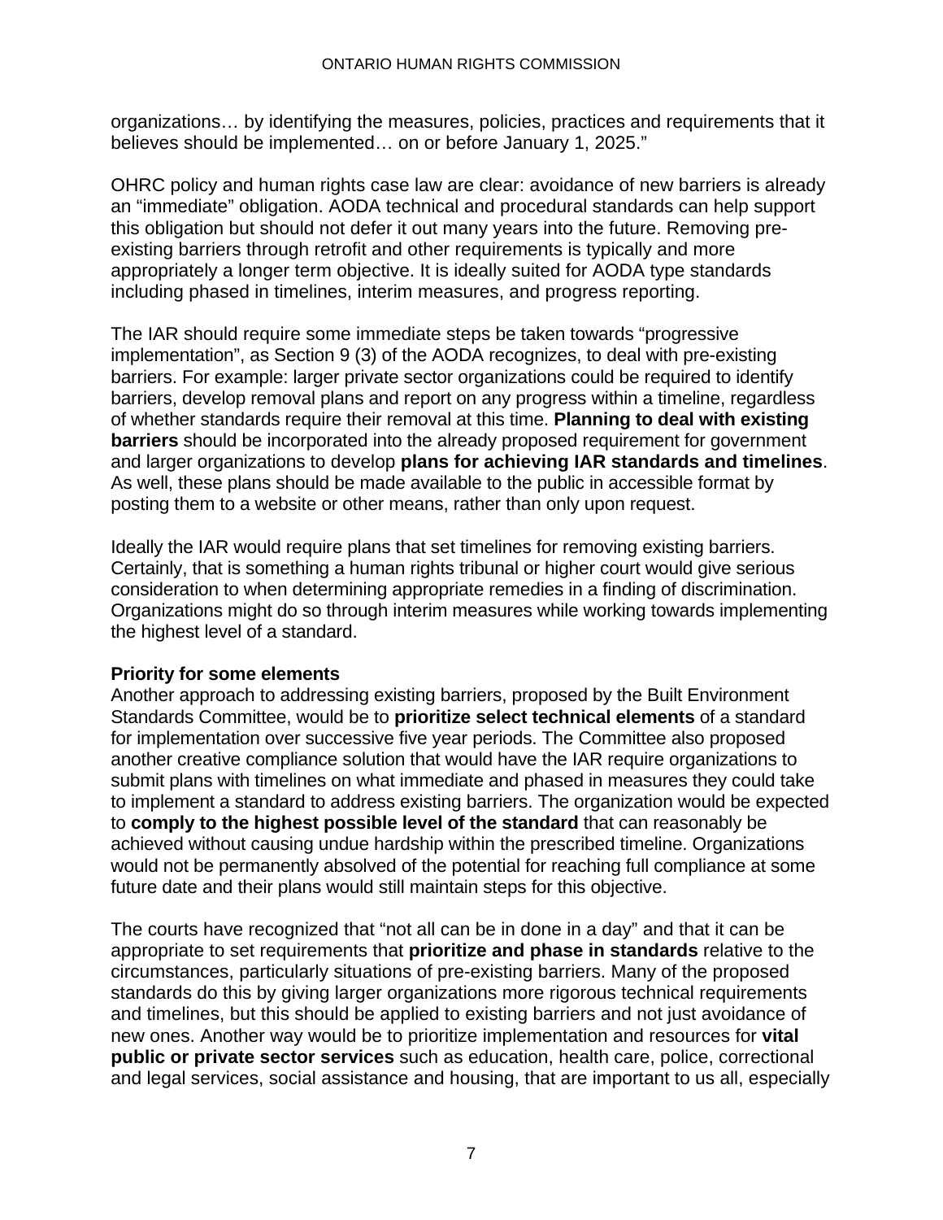organizations… by identifying the measures, policies, practices and requirements that it believes should be implemented… on or before January 1, 2025."

OHRC policy and human rights case law are clear: avoidance of new barriers is already an "immediate" obligation. AODA technical and procedural standards can help support this obligation but should not defer it out many years into the future. Removing pre-existing barriers through retrofit and other requirements is typically and more appropriately a longer term objective. It is ideally suited for AODA type standards including phased in timelines, interim measures, and progress reporting.

The IAR should require some immediate steps be taken towards "progressive implementation", as Section 9 (3) of the AODA recognizes, to deal with pre-existing barriers. For example: larger private sector organizations could be required to identify barriers, develop removal plans and report on any progress within a timeline, regardless of whether standards require their removal at this time. **Planning to deal with existing barriers** should be incorporated into the already proposed requirement for government and larger organizations to develop **plans for achieving IAR standards and timelines**. As well, these plans should be made available to the public in accessible format by posting them to a website or other means, rather than only upon request.

Ideally the IAR would require plans that set timelines for removing existing barriers. Certainly, that is something a human rights tribunal or higher court would give serious consideration to when determining appropriate remedies in a finding of discrimination. Organizations might do so through interim measures while working towards implementing the highest level of a standard.

**Priority for some elements**

Another approach to addressing existing barriers, proposed by the Built Environment Standards Committee, would be to **prioritize select technical elements** of a standard for implementation over successive five year periods. The Committee also proposed another creative compliance solution that would have the IAR require organizations to submit plans with timelines on what immediate and phased in measures they could take to implement a standard to address existing barriers. The organization would be expected to **comply to the highest possible level of the standard** that can reasonably be achieved without causing undue hardship within the prescribed timeline. Organizations would not be permanently absolved of the potential for reaching full compliance at some future date and their plans would still maintain steps for this objective.

The courts have recognized that "not all can be in done in a day" and that it can be appropriate to set requirements that **prioritize and phase in standards** relative to the circumstances, particularly situations of pre-existing barriers. Many of the proposed standards do this by giving larger organizations more rigorous technical requirements and timelines, but this should be applied to existing barriers and not just avoidance of new ones. Another way would be to prioritize implementation and resources for **vital public or private sector services** such as education, health care, police, correctional and legal services, social assistance and housing, that are important to us all, especially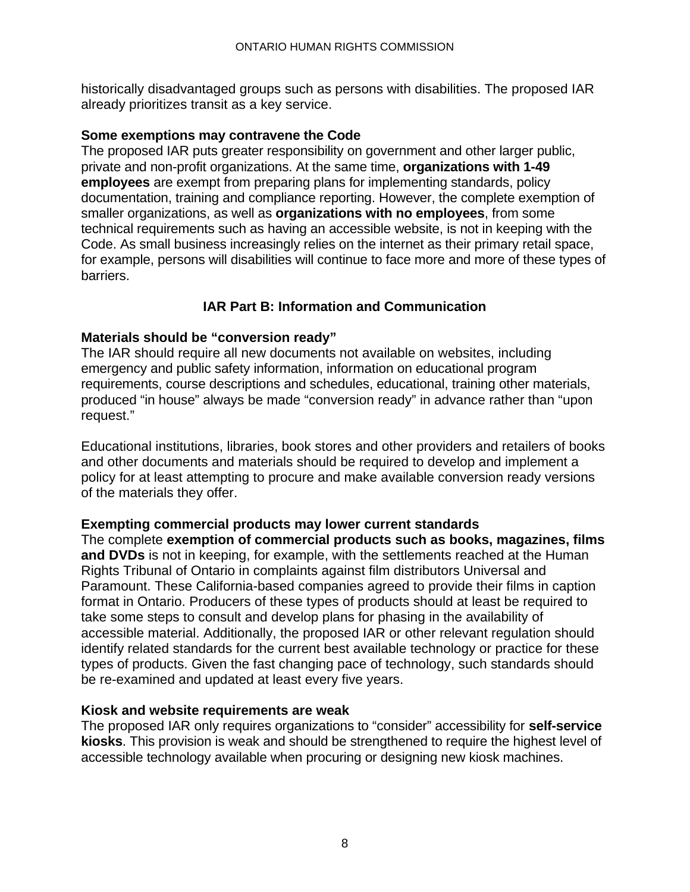historically disadvantaged groups such as persons with disabilities. The proposed IAR already prioritizes transit as a key service.

**Some exemptions may contravene the Code**

The proposed IAR puts greater responsibility on government and other larger public, private and non-profit organizations. At the same time, **organizations with 1-49 employees** are exempt from preparing plans for implementing standards, policy documentation, training and compliance reporting. However, the complete exemption of smaller organizations, as well as **organizations with no employees**, from some technical requirements such as having an accessible website, is not in keeping with the Code. As small business increasingly relies on the internet as their primary retail space, for example, persons will disabilities will continue to face more and more of these types of barriers.

## IAR Part B: Information and Communication

**Materials should be "conversion ready"**

The IAR should require all new documents not available on websites, including emergency and public safety information, information on educational program requirements, course descriptions and schedules, educational, training other materials, produced "in house" always be made "conversion ready" in advance rather than "upon request."

Educational institutions, libraries, book stores and other providers and retailers of books and other documents and materials should be required to develop and implement a policy for at least attempting to procure and make available conversion ready versions of the materials they offer.

**Exempting commercial products may lower current standards**

The complete **exemption of commercial products such as books, magazines, films and DVDs** is not in keeping, for example, with the settlements reached at the Human Rights Tribunal of Ontario in complaints against film distributors Universal and Paramount. These California-based companies agreed to provide their films in caption format in Ontario. Producers of these types of products should at least be required to take some steps to consult and develop plans for phasing in the availability of accessible material. Additionally, the proposed IAR or other relevant regulation should identify related standards for the current best available technology or practice for these types of products. Given the fast changing pace of technology, such standards should be re-examined and updated at least every five years.

**Kiosk and website requirements are weak**

The proposed IAR only requires organizations to "consider" accessibility for **self-service kiosks**. This provision is weak and should be strengthened to require the highest level of accessible technology available when procuring or designing new kiosk machines.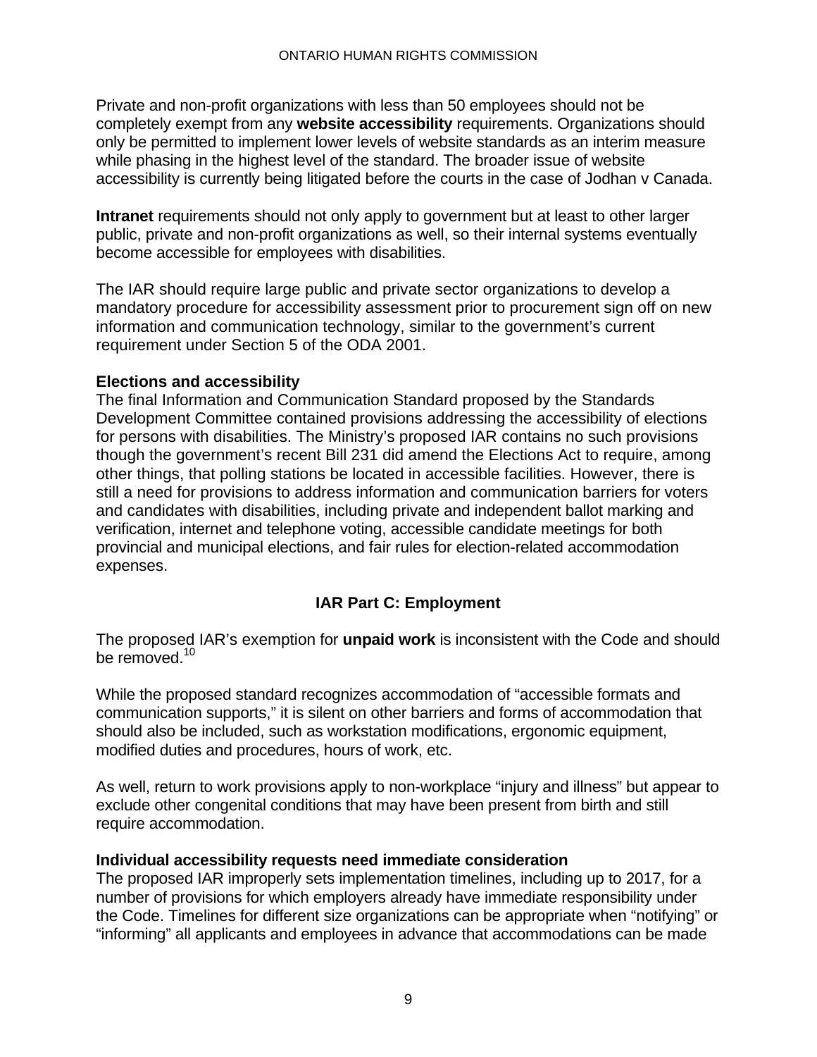Private and non-profit organizations with less than 50 employees should not be completely exempt from any **website accessibility** requirements. Organizations should only be permitted to implement lower levels of website standards as an interim measure while phasing in the highest level of the standard. The broader issue of website accessibility is currently being litigated before the courts in the case of Jodhan v Canada.

**Intranet** requirements should not only apply to government but at least to other larger public, private and non-profit organizations as well, so their internal systems eventually become accessible for employees with disabilities.

The IAR should require large public and private sector organizations to develop a mandatory procedure for accessibility assessment prior to procurement sign off on new information and communication technology, similar to the government's current requirement under Section 5 of the ODA 2001.

### Elections and accessibility

The final Information and Communication Standard proposed by the Standards Development Committee contained provisions addressing the accessibility of elections for persons with disabilities. The Ministry's proposed IAR contains no such provisions though the government's recent Bill 231 did amend the Elections Act to require, among other things, that polling stations be located in accessible facilities. However, there is still a need for provisions to address information and communication barriers for voters and candidates with disabilities, including private and independent ballot marking and verification, internet and telephone voting, accessible candidate meetings for both provincial and municipal elections, and fair rules for election-related accommodation expenses.

## IAR Part C: Employment

The proposed IAR's exemption for **unpaid work** is inconsistent with the Code and should be removed.[10]

While the proposed standard recognizes accommodation of "accessible formats and communication supports," it is silent on other barriers and forms of accommodation that should also be included, such as workstation modifications, ergonomic equipment, modified duties and procedures, hours of work, etc.

As well, return to work provisions apply to non-workplace "injury and illness" but appear to exclude other congenital conditions that may have been present from birth and still require accommodation.

### Individual accessibility requests need immediate consideration

The proposed IAR improperly sets implementation timelines, including up to 2017, for a number of provisions for which employers already have immediate responsibility under the Code. Timelines for different size organizations can be appropriate when "notifying" or "informing" all applicants and employees in advance that accommodations can be made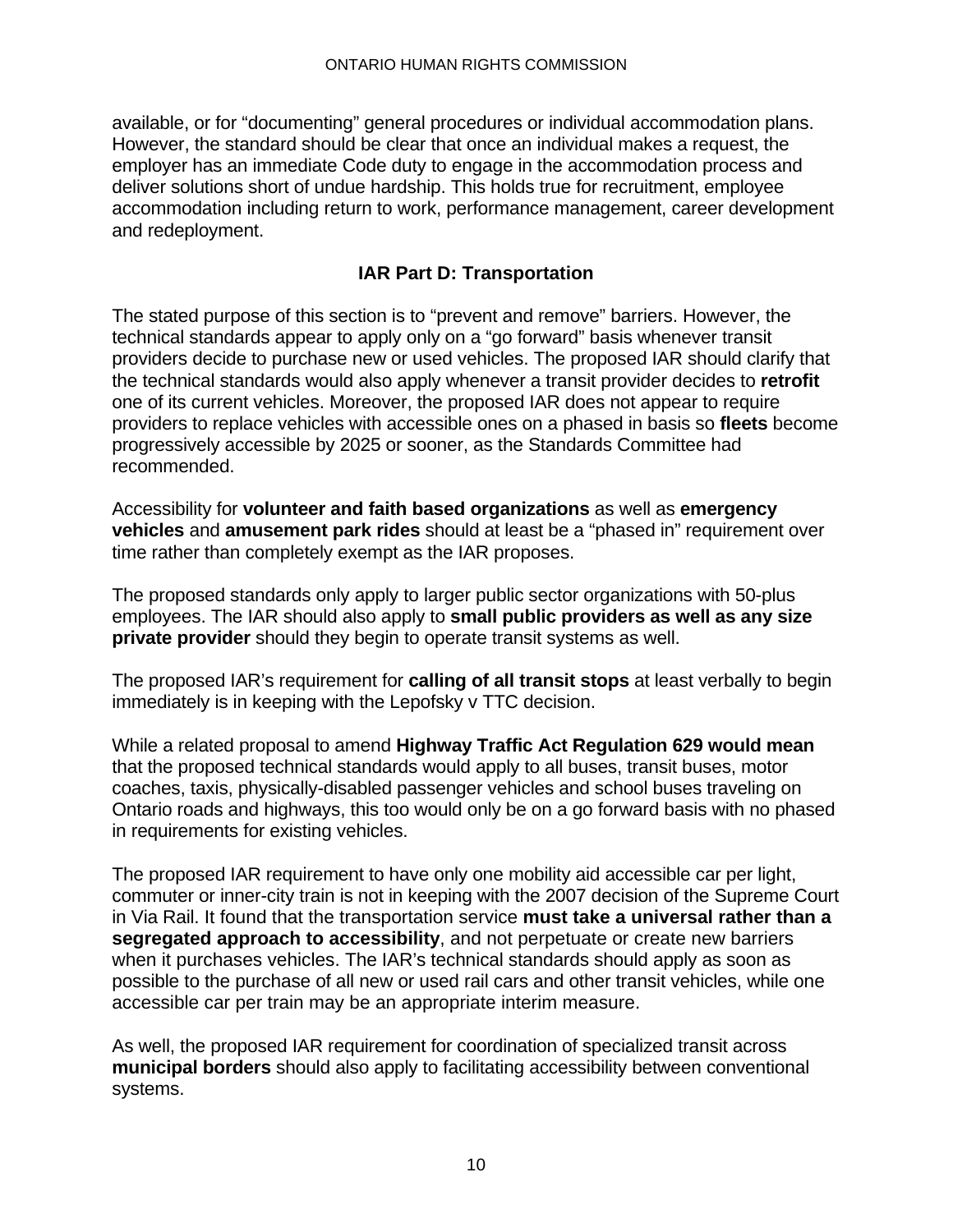available, or for “documenting” general procedures or individual accommodation plans. However, the standard should be clear that once an individual makes a request, the employer has an immediate Code duty to engage in the accommodation process and deliver solutions short of undue hardship. This holds true for recruitment, employee accommodation including return to work, performance management, career development and redeployment.

## IAR Part D: Transportation

The stated purpose of this section is to “prevent and remove” barriers. However, the technical standards appear to apply only on a “go forward” basis whenever transit providers decide to purchase new or used vehicles. The proposed IAR should clarify that the technical standards would also apply whenever a transit provider decides to **retrofit** one of its current vehicles. Moreover, the proposed IAR does not appear to require providers to replace vehicles with accessible ones on a phased in basis so **fleets** become progressively accessible by 2025 or sooner, as the Standards Committee had recommended.

Accessibility for **volunteer and faith based organizations** as well as **emergency vehicles** and **amusement park rides** should at least be a “phased in” requirement over time rather than completely exempt as the IAR proposes.

The proposed standards only apply to larger public sector organizations with 50-plus employees. The IAR should also apply to **small public providers as well as any size private provider** should they begin to operate transit systems as well.

The proposed IAR’s requirement for **calling of all transit stops** at least verbally to begin immediately is in keeping with the Lepofsky v TTC decision.

While a related proposal to amend **Highway Traffic Act Regulation 629 would mean** that the proposed technical standards would apply to all buses, transit buses, motor coaches, taxis, physically-disabled passenger vehicles and school buses traveling on Ontario roads and highways, this too would only be on a go forward basis with no phased in requirements for existing vehicles.

The proposed IAR requirement to have only one mobility aid accessible car per light, commuter or inner-city train is not in keeping with the 2007 decision of the Supreme Court in Via Rail. It found that the transportation service **must take a universal rather than a segregated approach to accessibility**, and not perpetuate or create new barriers when it purchases vehicles. The IAR’s technical standards should apply as soon as possible to the purchase of all new or used rail cars and other transit vehicles, while one accessible car per train may be an appropriate interim measure.

As well, the proposed IAR requirement for coordination of specialized transit across **municipal borders** should also apply to facilitating accessibility between conventional systems.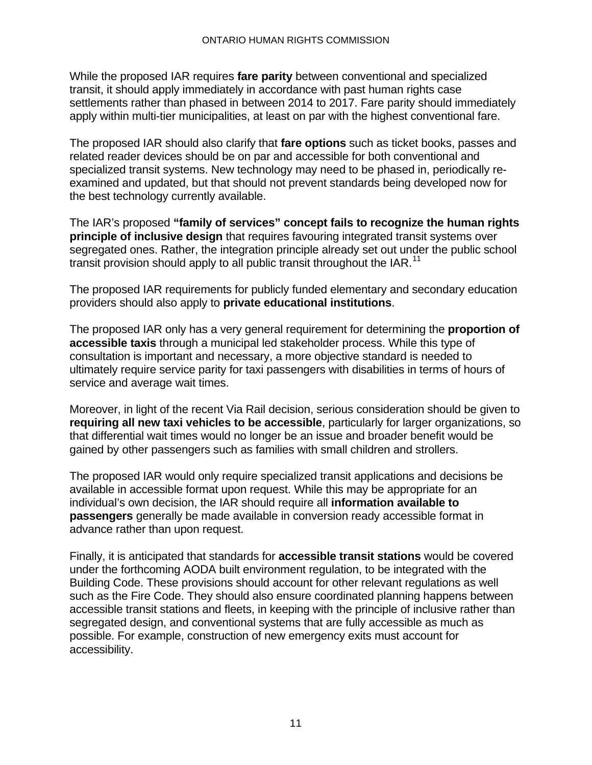While the proposed IAR requires **fare parity** between conventional and specialized transit, it should apply immediately in accordance with past human rights case settlements rather than phased in between 2014 to 2017. Fare parity should immediately apply within multi-tier municipalities, at least on par with the highest conventional fare.

The proposed IAR should also clarify that **fare options** such as ticket books, passes and related reader devices should be on par and accessible for both conventional and specialized transit systems. New technology may need to be phased in, periodically re-examined and updated, but that should not prevent standards being developed now for the best technology currently available.

The IAR's proposed **"family of services" concept fails to recognize the human rights principle of inclusive design** that requires favouring integrated transit systems over segregated ones. Rather, the integration principle already set out under the public school transit provision should apply to all public transit throughout the IAR.[11]

The proposed IAR requirements for publicly funded elementary and secondary education providers should also apply to **private educational institutions**.

The proposed IAR only has a very general requirement for determining the **proportion of accessible taxis** through a municipal led stakeholder process. While this type of consultation is important and necessary, a more objective standard is needed to ultimately require service parity for taxi passengers with disabilities in terms of hours of service and average wait times.

Moreover, in light of the recent Via Rail decision, serious consideration should be given to **requiring all new taxi vehicles to be accessible**, particularly for larger organizations, so that differential wait times would no longer be an issue and broader benefit would be gained by other passengers such as families with small children and strollers.

The proposed IAR would only require specialized transit applications and decisions be available in accessible format upon request. While this may be appropriate for an individual's own decision, the IAR should require all **information available to passengers** generally be made available in conversion ready accessible format in advance rather than upon request.

Finally, it is anticipated that standards for **accessible transit stations** would be covered under the forthcoming AODA built environment regulation, to be integrated with the Building Code. These provisions should account for other relevant regulations as well such as the Fire Code. They should also ensure coordinated planning happens between accessible transit stations and fleets, in keeping with the principle of inclusive rather than segregated design, and conventional systems that are fully accessible as much as possible. For example, construction of new emergency exits must account for accessibility.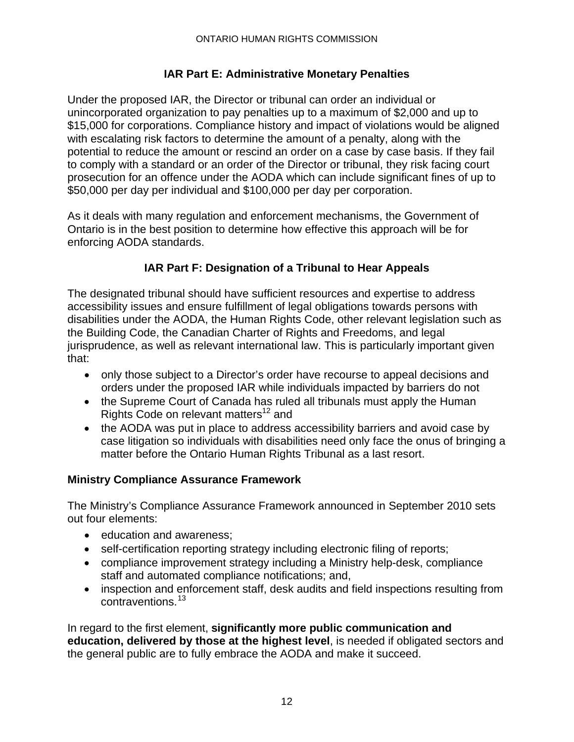### IAR Part E: Administrative Monetary Penalties

Under the proposed IAR, the Director or tribunal can order an individual or unincorporated organization to pay penalties up to a maximum of $2,000 and up to $15,000 for corporations. Compliance history and impact of violations would be aligned with escalating risk factors to determine the amount of a penalty, along with the potential to reduce the amount or rescind an order on a case by case basis. If they fail to comply with a standard or an order of the Director or tribunal, they risk facing court prosecution for an offence under the AODA which can include significant fines of up to $50,000 per day per individual and $100,000 per day per corporation.

As it deals with many regulation and enforcement mechanisms, the Government of Ontario is in the best position to determine how effective this approach will be for enforcing AODA standards.

### IAR Part F: Designation of a Tribunal to Hear Appeals

The designated tribunal should have sufficient resources and expertise to address accessibility issues and ensure fulfillment of legal obligations towards persons with disabilities under the AODA, the Human Rights Code, other relevant legislation such as the Building Code, the Canadian Charter of Rights and Freedoms, and legal jurisprudence, as well as relevant international law. This is particularly important given that:

- only those subject to a Director's order have recourse to appeal decisions and orders under the proposed IAR while individuals impacted by barriers do not
- the Supreme Court of Canada has ruled all tribunals must apply the Human Rights Code on relevant matters[12] and
- the AODA was put in place to address accessibility barriers and avoid case by case litigation so individuals with disabilities need only face the onus of bringing a matter before the Ontario Human Rights Tribunal as a last resort.

### Ministry Compliance Assurance Framework

The Ministry's Compliance Assurance Framework announced in September 2010 sets out four elements:

- education and awareness;
- self-certification reporting strategy including electronic filing of reports;
- compliance improvement strategy including a Ministry help-desk, compliance staff and automated compliance notifications; and,
- inspection and enforcement staff, desk audits and field inspections resulting from contraventions.[13]

In regard to the first element, **significantly more public communication and education, delivered by those at the highest level**, is needed if obligated sectors and the general public are to fully embrace the AODA and make it succeed.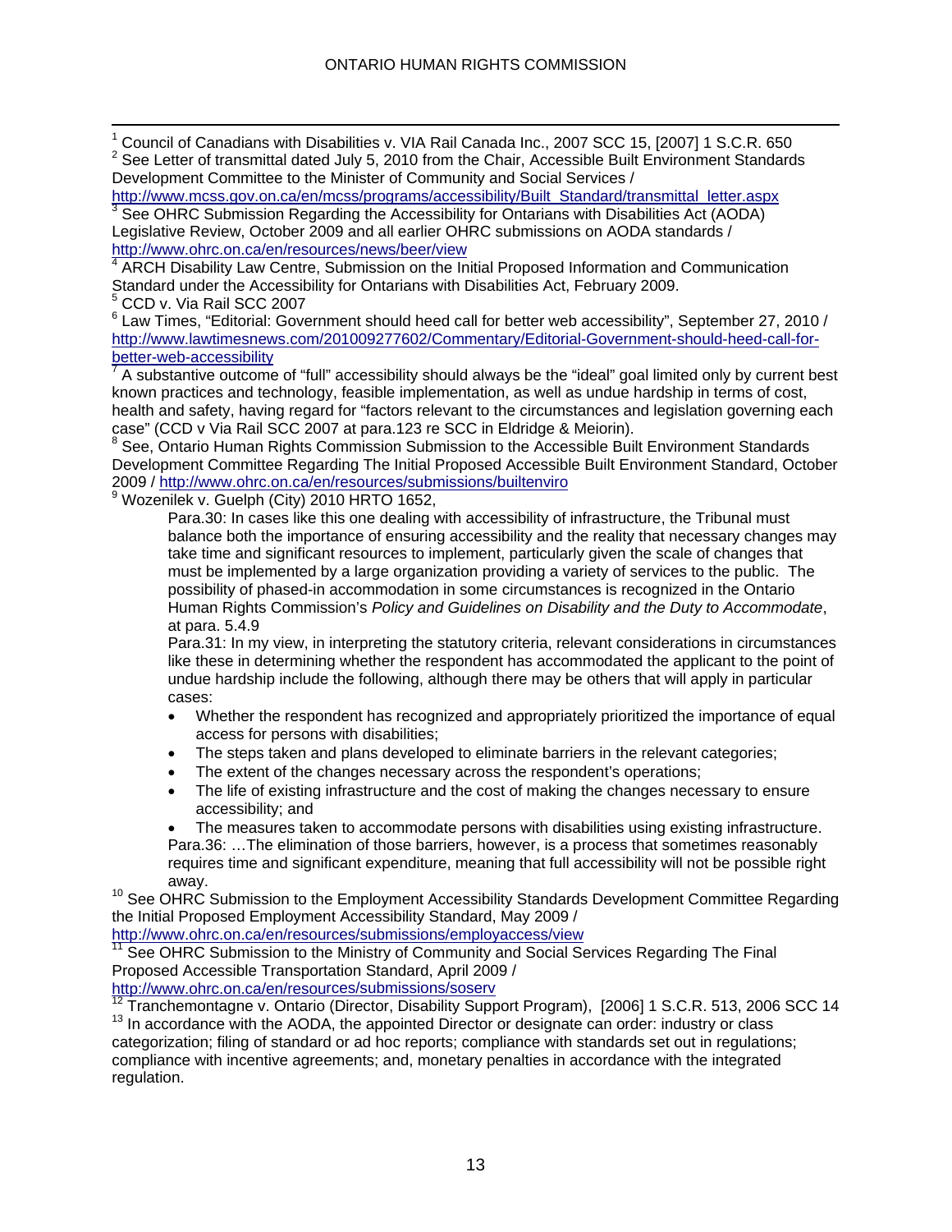[1] Council of Canadians with Disabilities v. VIA Rail Canada Inc., 2007 SCC 15, [2007] 1 S.C.R. 650

[2] See Letter of transmittal dated July 5, 2010 from the Chair, Accessible Built Environment Standards Development Committee to the Minister of Community and Social Services / http://www.mcss.gov.on.ca/en/mcss/programs/accessibility/Built_Standard/transmittal_letter.aspx

[3] See OHRC Submission Regarding the Accessibility for Ontarians with Disabilities Act (AODA) Legislative Review, October 2009 and all earlier OHRC submissions on AODA standards / http://www.ohrc.on.ca/en/resources/news/beer/view

[4] ARCH Disability Law Centre, Submission on the Initial Proposed Information and Communication Standard under the Accessibility for Ontarians with Disabilities Act, February 2009.

[5] CCD v. Via Rail SCC 2007

[6] Law Times, "Editorial: Government should heed call for better web accessibility", September 27, 2010 / http://www.lawtimesnews.com/201009277602/Commentary/Editorial-Government-should-heed-call-for-better-web-accessibility

[7] A substantive outcome of "full" accessibility should always be the "ideal" goal limited only by current best known practices and technology, feasible implementation, as well as undue hardship in terms of cost, health and safety, having regard for "factors relevant to the circumstances and legislation governing each case" (CCD v Via Rail SCC 2007 at para.123 re SCC in Eldridge & Meiorin).

[8] See, Ontario Human Rights Commission Submission to the Accessible Built Environment Standards Development Committee Regarding The Initial Proposed Accessible Built Environment Standard, October 2009 / http://www.ohrc.on.ca/en/resources/submissions/builtenviro

[9] Wozenilek v. Guelph (City) 2010 HRTO 1652,

> Para.30: In cases like this one dealing with accessibility of infrastructure, the Tribunal must balance both the importance of ensuring accessibility and the reality that necessary changes may take time and significant resources to implement, particularly given the scale of changes that must be implemented by a large organization providing a variety of services to the public. The possibility of phased-in accommodation in some circumstances is recognized in the Ontario Human Rights Commission's *Policy and Guidelines on Disability and the Duty to Accommodate*, at para. 5.4.9
>
> Para.31: In my view, in interpreting the statutory criteria, relevant considerations in circumstances like these in determining whether the respondent has accommodated the applicant to the point of undue hardship include the following, although there may be others that will apply in particular cases:
>
> - Whether the respondent has recognized and appropriately prioritized the importance of equal access for persons with disabilities;
> - The steps taken and plans developed to eliminate barriers in the relevant categories;
> - The extent of the changes necessary across the respondent's operations;
> - The life of existing infrastructure and the cost of making the changes necessary to ensure accessibility; and
> - The measures taken to accommodate persons with disabilities using existing infrastructure.
>
> Para.36: …The elimination of those barriers, however, is a process that sometimes reasonably requires time and significant expenditure, meaning that full accessibility will not be possible right away.

[10] See OHRC Submission to the Employment Accessibility Standards Development Committee Regarding the Initial Proposed Employment Accessibility Standard, May 2009 / http://www.ohrc.on.ca/en/resources/submissions/employaccess/view

[11] See OHRC Submission to the Ministry of Community and Social Services Regarding The Final Proposed Accessible Transportation Standard, April 2009 / http://www.ohrc.on.ca/en/resources/submissions/soserv

[12] Tranchemontagne v. Ontario (Director, Disability Support Program), [2006] 1 S.C.R. 513, 2006 SCC 14

[13] In accordance with the AODA, the appointed Director or designate can order: industry or class categorization; filing of standard or ad hoc reports; compliance with standards set out in regulations; compliance with incentive agreements; and, monetary penalties in accordance with the integrated regulation.